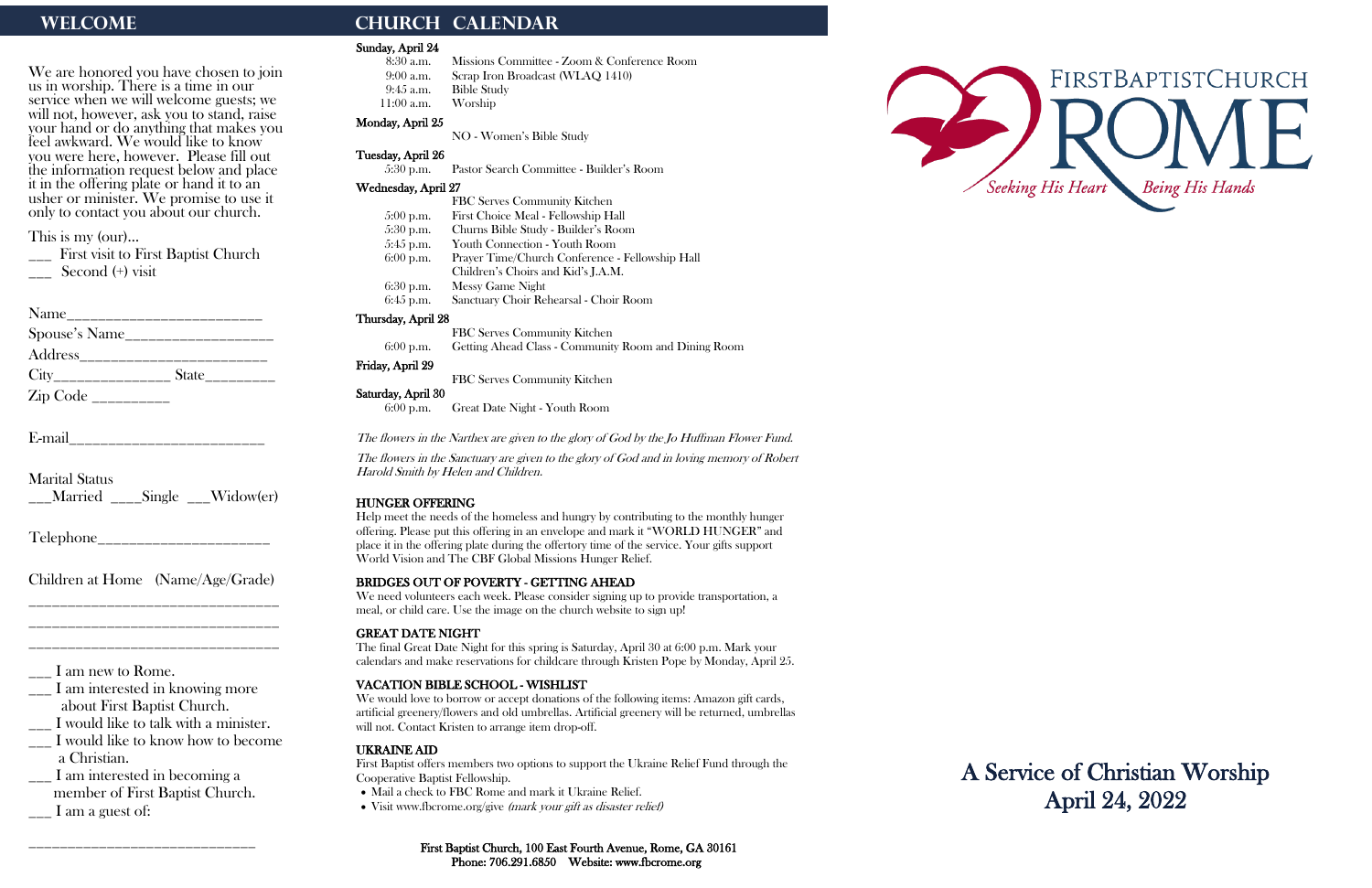## WELCOME

We are honored you have chosen to join us in worship. There is a time in our service when we will welcome guests; we will not, however, ask you to stand, raise your hand or do anything that makes you feel awkward. We would like to know you were here, however. Please fill out the information request below and place it in the offering plate or hand it to an usher or minister. We promise to use it only to contact you about our church.

This is my (our)...

___ First visit to First Baptist Church

___ Second (+) visit

Name________________________

Spouse's Name__________________

Address______________________

City______________ State________

Zip Code _________

E-mail________________________

Marital Status

___Married ____Single ___Widow(er)

Telephone_____________________

Children at Home (Name/Age/Grade)

______________________________

______________________________

______________________________

___ I am new to Rome.

___ I am interested in knowing more about First Baptist Church.

___ I would like to talk with a minister.

___ I would like to know how to become a Christian.

___ I am interested in becoming a member of First Baptist Church.

___ I am a guest of:

______________________________

## CHURCH CALENDAR

**Sunday, April 24**

| | |
|---|---|
| 8:30 a.m. | Missions Committee - Zoom & Conference Room |
| 9:00 a.m. | Scrap Iron Broadcast (WLAQ 1410) |
| 9:45 a.m. | Bible Study |
| 11:00 a.m. | Worship |

**Monday, April 25**

NO - Women's Bible Study

**Tuesday, April 26**

| | |
|---|---|
| 5:30 p.m. | Pastor Search Committee - Builder's Room |

**Wednesday, April 27**

| | |
|---|---|
| | FBC Serves Community Kitchen |
| 5:00 p.m. | First Choice Meal - Fellowship Hall |
| 5:30 p.m. | Churns Bible Study - Builder's Room |
| 5:45 p.m. | Youth Connection - Youth Room |
| 6:00 p.m. | Prayer Time/Church Conference - Fellowship Hall<br>Children's Choirs and Kid's J.A.M. |
| 6:30 p.m. | Messy Game Night |
| 6:45 p.m. | Sanctuary Choir Rehearsal - Choir Room |

**Thursday, April 28**

| | |
|---|---|
| | FBC Serves Community Kitchen |
| 6:00 p.m. | Getting Ahead Class - Community Room and Dining Room |

**Friday, April 29**

FBC Serves Community Kitchen

**Saturday, April 30**

| | |
|---|---|
| 6:00 p.m. | Great Date Night - Youth Room |

*The flowers in the Narthex are given to the glory of God by the Jo Huffman Flower Fund.*

*The flowers in the Sanctuary are given to the glory of God and in loving memory of Robert Harold Smith by Helen and Children.*

### HUNGER OFFERING

Help meet the needs of the homeless and hungry by contributing to the monthly hunger offering. Please put this offering in an envelope and mark it "WORLD HUNGER" and place it in the offering plate during the offertory time of the service. Your gifts support World Vision and The CBF Global Missions Hunger Relief.

### BRIDGES OUT OF POVERTY - GETTING AHEAD

We need volunteers each week. Please consider signing up to provide transportation, a meal, or child care. Use the image on the church website to sign up!

### GREAT DATE NIGHT

The final Great Date Night for this spring is Saturday, April 30 at 6:00 p.m. Mark your calendars and make reservations for childcare through Kristen Pope by Monday, April 25.

### VACATION BIBLE SCHOOL - WISHLIST

We would love to borrow or accept donations of the following items: Amazon gift cards, artificial greenery/flowers and old umbrellas. Artificial greenery will be returned, umbrellas will not. Contact Kristen to arrange item drop-off.

### UKRAINE AID

First Baptist offers members two options to support the Ukraine Relief Fund through the Cooperative Baptist Fellowship.

- Mail a check to FBC Rome and mark it Ukraine Relief.
- Visit www.fbcrome.org/give *(mark your gift as disaster relief)*

**First Baptist Church, 100 East Fourth Avenue, Rome, GA 30161**
**Phone: 706.291.6850 Website: www.fbcrome.org**

FIRSTBAPTISTCHURCH ROME

*Seeking His Heart* *Being His Hands*

# A Service of Christian Worship
# April 24, 2022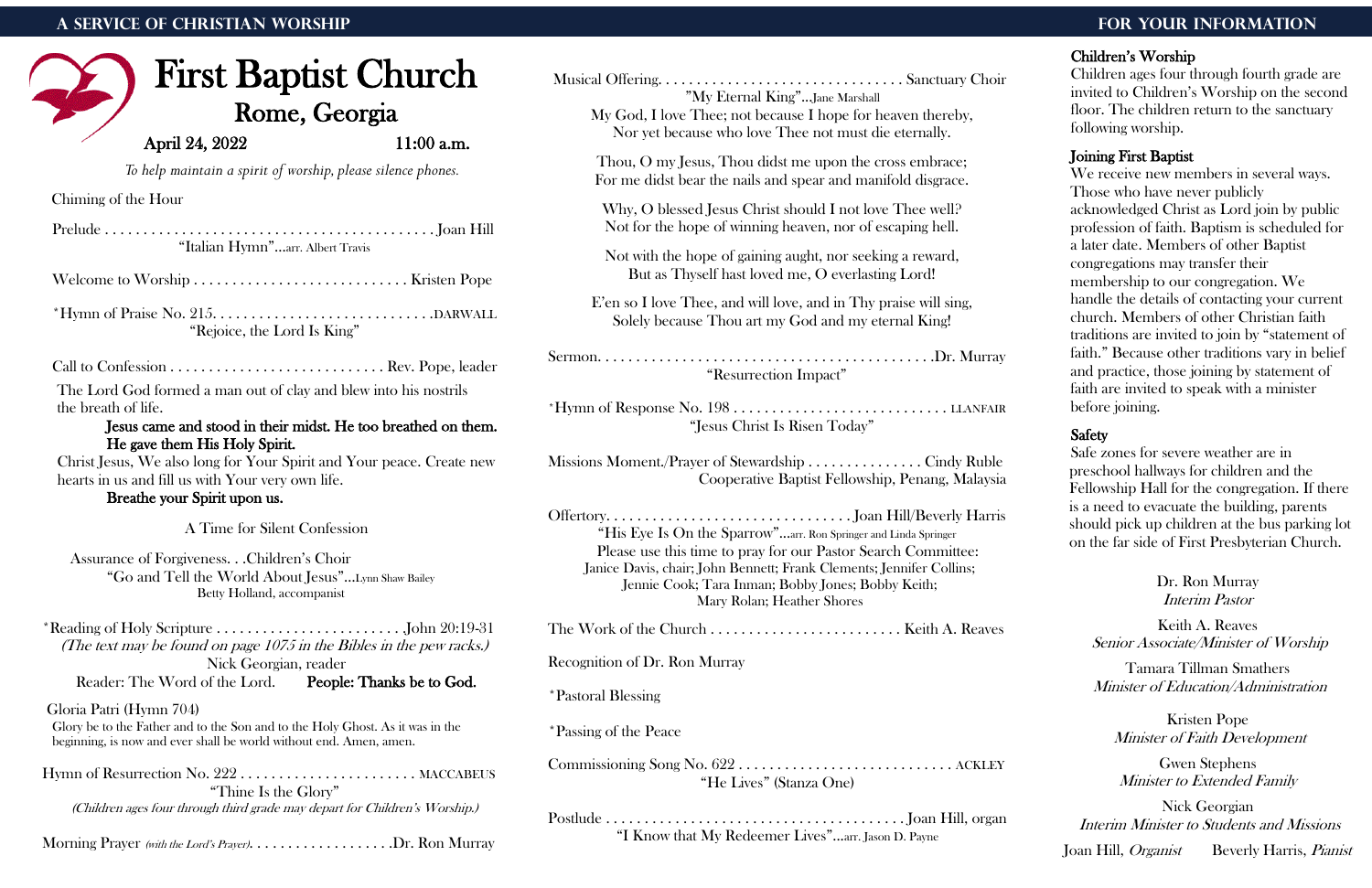## A SERVICE OF CHRISTIAN WORSHIP

# First Baptist Church

## Rome, Georgia

April 24, 2022 11:00 a.m.

*To help maintain a spirit of worship, please silence phones.*

Chiming of the Hour

Prelude . . . . . . . . . . . . . . . . . . . . . . . . . . . . . . . . . . . . . . . . . . . Joan Hill
"Italian Hymn"...arr. Albert Travis

Welcome to Worship . . . . . . . . . . . . . . . . . . . . . . . . . . . Kristen Pope

*Hymn of Praise No. 215. . . . . . . . . . . . . . . . . . . . . . . . . . . . DARWALL
"Rejoice, the Lord Is King"

Call to Confession . . . . . . . . . . . . . . . . . . . . . . . . . . . Rev. Pope, leader

The Lord God formed a man out of clay and blew into his nostrils the breath of life.

**Jesus came and stood in their midst. He too breathed on them. He gave them His Holy Spirit.**

Christ Jesus, We also long for Your Spirit and Your peace. Create new hearts in us and fill us with Your very own life.

**Breathe your Spirit upon us.**

A Time for Silent Confession

Assurance of Forgiveness. . .Children's Choir
"Go and Tell the World About Jesus"...Lynn Shaw Bailey
Betty Holland, accompanist

*Reading of Holy Scripture . . . . . . . . . . . . . . . . . . . . . . . . John 20:19-31
*(The text may be found on page 1075 in the Bibles in the pew racks.)*
Nick Georgian, reader
Reader: The Word of the Lord. **People: Thanks be to God.**

Gloria Patri (Hymn 704)
Glory be to the Father and to the Son and to the Holy Ghost. As it was in the beginning, is now and ever shall be world without end. Amen, amen.

Hymn of Resurrection No. 222 . . . . . . . . . . . . . . . . . . . . . . MACCABEUS
"Thine Is the Glory"
*(Children ages four through third grade may depart for Children's Worship.)*

Morning Prayer *(with the Lord's Prayer)*. . . . . . . . . . . . . . . . . . .Dr. Ron Murray

Musical Offering. . . . . . . . . . . . . . . . . . . . . . . . . . . . . . . Sanctuary Choir
"My Eternal King"...Jane Marshall

My God, I love Thee; not because I hope for heaven thereby,
Nor yet because who love Thee not must die eternally.

Thou, O my Jesus, Thou didst me upon the cross embrace;
For me didst bear the nails and spear and manifold disgrace.

Why, O blessed Jesus Christ should I not love Thee well?
Not for the hope of winning heaven, nor of escaping hell.

Not with the hope of gaining aught, nor seeking a reward,
But as Thyself hast loved me, O everlasting Lord!

E'en so I love Thee, and will love, and in Thy praise will sing,
Solely because Thou art my God and my eternal King!

Sermon. . . . . . . . . . . . . . . . . . . . . . . . . . . . . . . . . . . . . . . . . . .Dr. Murray
"Resurrection Impact"

*Hymn of Response No. 198 . . . . . . . . . . . . . . . . . . . . . . . . . . . LLANFAIR
"Jesus Christ Is Risen Today"

Missions Moment./Prayer of Stewardship . . . . . . . . . . . . . . Cindy Ruble
Cooperative Baptist Fellowship, Penang, Malaysia

Offertory. . . . . . . . . . . . . . . . . . . . . . . . . . . . . . . Joan Hill/Beverly Harris
"His Eye Is On the Sparrow"...arr. Ron Springer and Linda Springer
Please use this time to pray for our Pastor Search Committee:
Janice Davis, chair; John Bennett; Frank Clements; Jennifer Collins; Jennie Cook; Tara Inman; Bobby Jones; Bobby Keith; Mary Rolan; Heather Shores

The Work of the Church . . . . . . . . . . . . . . . . . . . . . . . . Keith A. Reaves

Recognition of Dr. Ron Murray

*Pastoral Blessing

*Passing of the Peace

Commissioning Song No. 622 . . . . . . . . . . . . . . . . . . . . . . . . . . . ACKLEY
"He Lives" (Stanza One)

Postlude . . . . . . . . . . . . . . . . . . . . . . . . . . . . . . . . . . . . . . Joan Hill, organ
"I Know that My Redeemer Lives"...arr. Jason D. Payne

## FOR YOUR INFORMATION

**Children's Worship**
Children ages four through fourth grade are invited to Children's Worship on the second floor. The children return to the sanctuary following worship.

**Joining First Baptist**
We receive new members in several ways. Those who have never publicly acknowledged Christ as Lord join by public profession of faith. Baptism is scheduled for a later date. Members of other Baptist congregations may transfer their membership to our congregation. We handle the details of contacting your current church. Members of other Christian faith traditions are invited to join by "statement of faith." Because other traditions vary in belief and practice, those joining by statement of faith are invited to speak with a minister before joining.

**Safety**
Safe zones for severe weather are in preschool hallways for children and the Fellowship Hall for the congregation. If there is a need to evacuate the building, parents should pick up children at the bus parking lot on the far side of First Presbyterian Church.

Dr. Ron Murray
*Interim Pastor*

Keith A. Reaves
*Senior Associate/Minister of Worship*

Tamara Tillman Smathers
*Minister of Education/Administration*

Kristen Pope
*Minister of Faith Development*

Gwen Stephens
*Minister to Extended Family*

Nick Georgian
*Interim Minister to Students and Missions*

Joan Hill, *Organist* Beverly Harris, *Pianist*